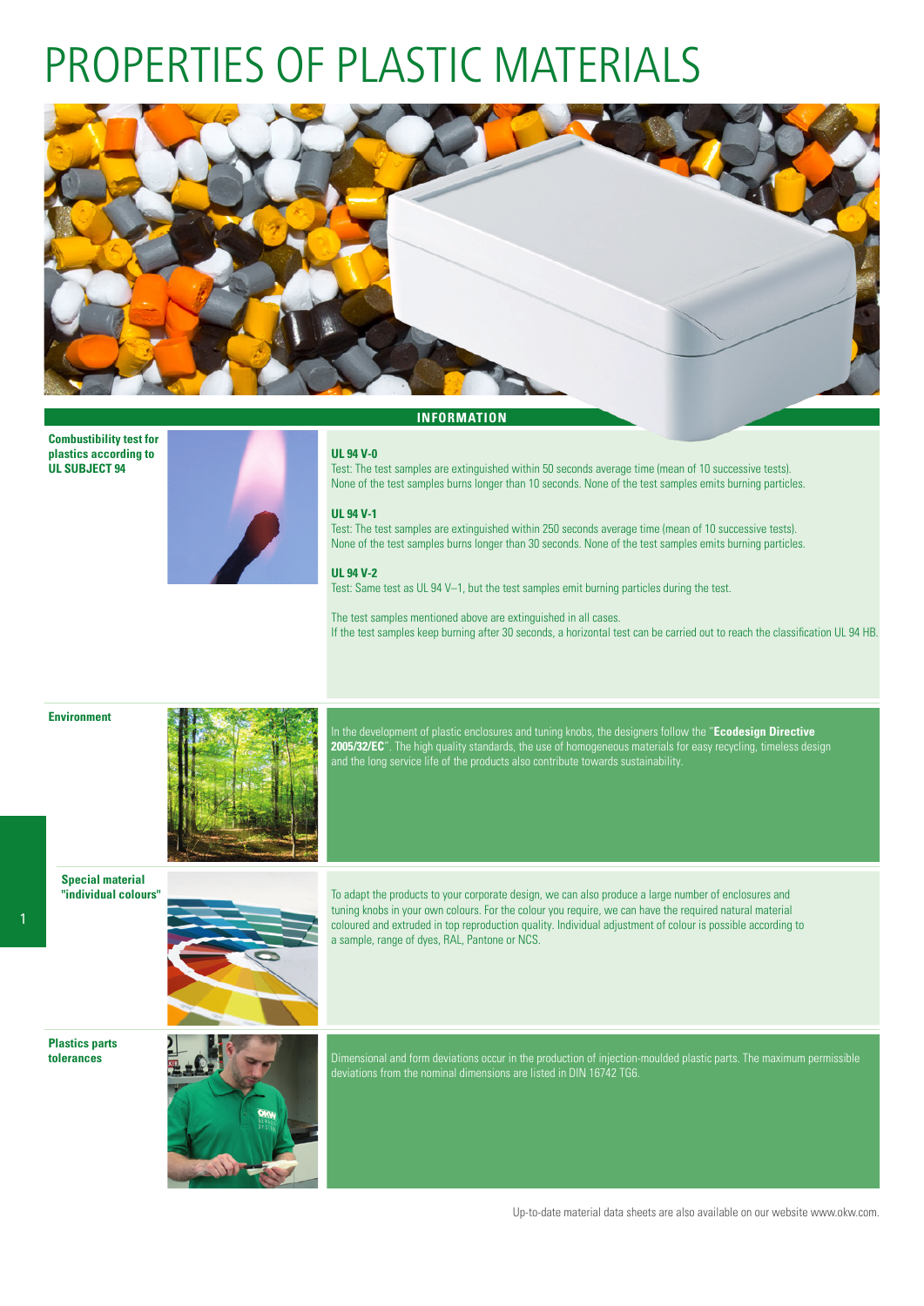# PROPERTIES OF PLASTIC MATERIALS

## INFORMATION

**Combustibility test for plastics according to UL SUBJECT 94**

**UL 94 V-0**
Test: The test samples are extinguished within 50 seconds average time (mean of 10 successive tests).
None of the test samples burns longer than 10 seconds. None of the test samples emits burning particles.

**UL 94 V-1**
Test: The test samples are extinguished within 250 seconds average time (mean of 10 successive tests).
None of the test samples burns longer than 30 seconds. None of the test samples emits burning particles.

**UL 94 V-2**
Test: Same test as UL 94 V–1, but the test samples emit burning particles during the test.

The test samples mentioned above are extinguished in all cases.
If the test samples keep burning after 30 seconds, a horizontal test can be carried out to reach the classification UL 94 HB.

**Environment**

In the development of plastic enclosures and tuning knobs, the designers follow the "**Ecodesign Directive 2005/32/EC**". The high quality standards, the use of homogeneous materials for easy recycling, timeless design and the long service life of the products also contribute towards sustainability.

**Special material "individual colours"**

To adapt the products to your corporate design, we can also produce a large number of enclosures and tuning knobs in your own colours. For the colour you require, we can have the required natural material coloured and extruded in top reproduction quality. Individual adjustment of colour is possible according to a sample, range of dyes, RAL, Pantone or NCS.

**Plastics parts tolerances**

Dimensional and form deviations occur in the production of injection-moulded plastic parts. The maximum permissible deviations from the nominal dimensions are listed in DIN 16742 TG6.

Up-to-date material data sheets are also available on our website www.okw.com.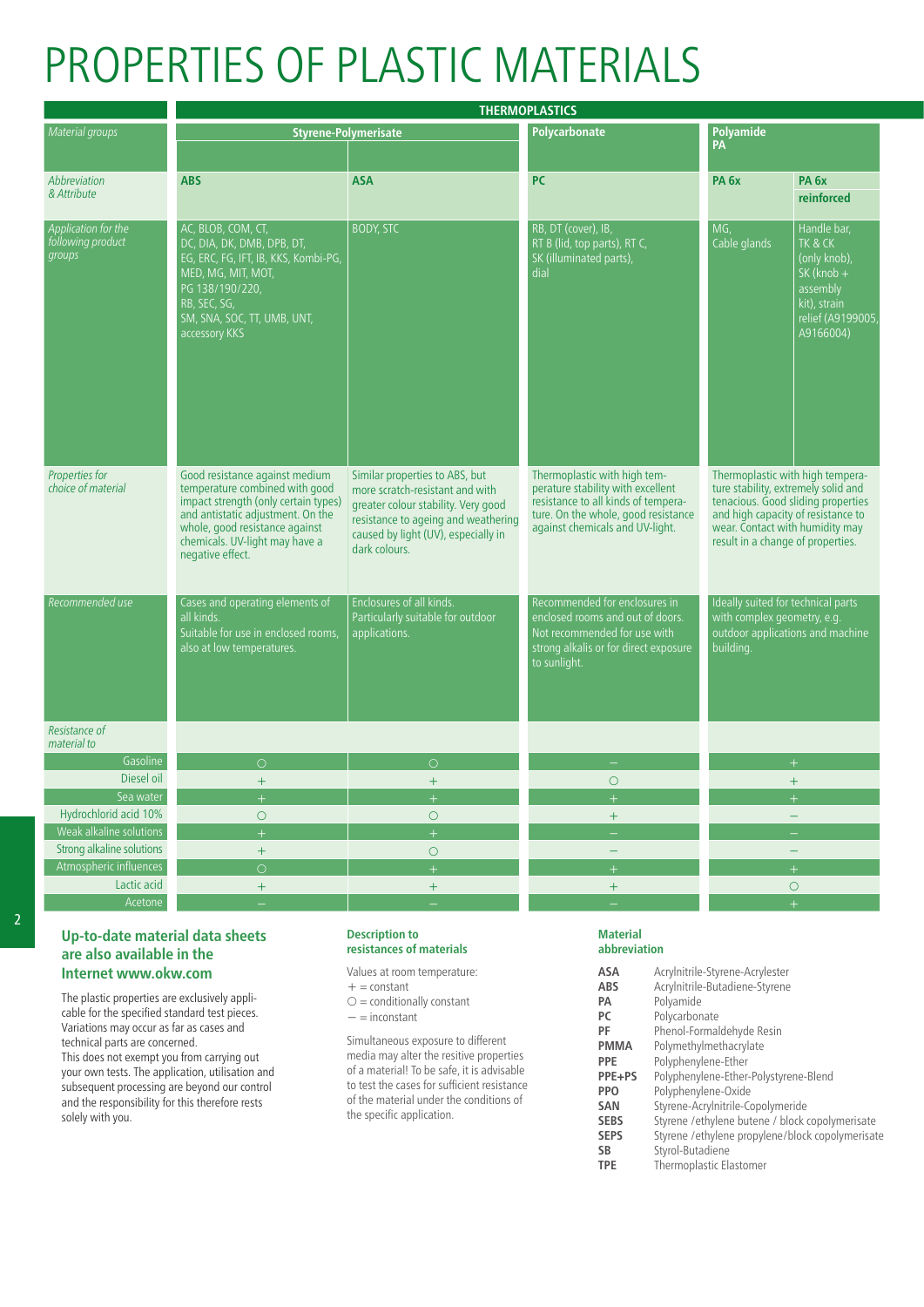# PROPERTIES OF PLASTIC MATERIALS

| | THERMOPLASTICS | | | | |
|---|---|---|---|---|---|
| *Material groups* | **Styrene-Polymerisate** | | **Polycarbonate** | **Polyamide PA** | |
| *Abbreviation & Attribute* | **ABS** | **ASA** | **PC** | **PA 6x** | **PA 6x reinforced** |
| *Application for the following product groups* | AC, BLOB, COM, CT, DC, DIA, DK, DMB, DPB, DT, EG, ERC, FG, IFT, IB, KKS, Kombi-PG, MED, MG, MIT, MOT, PG 138/190/220, RB, SEC, SG, SM, SNA, SOC, TT, UMB, UNT, accessory KKS | BODY, STC | RB, DT (cover), IB, RT B (lid, top parts), RT C, SK (illuminated parts), dial | MG, Cable glands | Handle bar, TK & CK (only knob), SK (knob + assembly kit), strain relief (A9199005, A9166004) |
| *Properties for choice of material* | Good resistance against medium temperature combined with good impact strength (only certain types) and antistatic adjustment. On the whole, good resistance against chemicals. UV-light may have a negative effect. | Similar properties to ABS, but more scratch-resistant and with greater colour stability. Very good resistance to ageing and weathering caused by light (UV), especially in dark colours. | Thermoplastic with high temperature stability with excellent resistance to all kinds of temperature. On the whole, good resistance against chemicals and UV-light. | Thermoplastic with high temperature stability, extremely solid and tenacious. Good sliding properties and high capacity of resistance to wear. Contact with humidity may result in a change of properties. | |
| *Recommended use* | Cases and operating elements of all kinds. Suitable for use in enclosed rooms, also at low temperatures. | Enclosures of all kinds. Particularly suitable for outdoor applications. | Recommended for enclosures in enclosed rooms and out of doors. Not recommended for use with strong alkalis or for direct exposure to sunlight. | Ideally suited for technical parts with complex geometry, e.g. outdoor applications and machine building. | |
| *Resistance of material to* | | | | | |
| Gasoline | ○ | ○ | − | + | |
| Diesel oil | + | + | ○ | + | |
| Sea water | + | + | + | + | |
| Hydrochlorid acid 10% | ○ | ○ | + | − | |
| Weak alkaline solutions | + | + | − | − | |
| Strong alkaline solutions | + | ○ | − | − | |
| Atmospheric influences | ○ | + | + | + | |
| Lactic acid | + | + | + | ○ | |
| Acetone | − | − | − | + | |

## Up-to-date material data sheets are also available in the Internet www.okw.com

The plastic properties are exclusively applicable for the specified standard test pieces. Variations may occur as far as cases and technical parts are concerned.
This does not exempt you from carrying out your own tests. The application, utilisation and subsequent processing are beyond our control and the responsibility for this therefore rests solely with you.

### Description to resistances of materials

Values at room temperature:
+ = constant
○ = conditionally constant
− = inconstant

Simultaneous exposure to different media may alter the resitive properties of a material! To be safe, it is advisable to test the cases for sufficient resistance of the material under the conditions of the specific application.

### Material abbreviation

| | |
|---|---|
| **ASA** | Acrylnitrile-Styrene-Acrylester |
| **ABS** | Acrylnitrile-Butadiene-Styrene |
| **PA** | Polyamide |
| **PC** | Polycarbonate |
| **PF** | Phenol-Formaldehyde Resin |
| **PMMA** | Polymethylmethacrylate |
| **PPE** | Polyphenylene-Ether |
| **PPE+PS** | Polyphenylene-Ether-Polystyrene-Blend |
| **PPO** | Polyphenylene-Oxide |
| **SAN** | Styrene-Acrylnitrile-Copolymeride |
| **SEBS** | Styrene /ethylene butene / block copolymerisate |
| **SEPS** | Styrene /ethylene propylene/block copolymerisate |
| **SB** | Styrol-Butadiene |
| **TPE** | Thermoplastic Elastomer |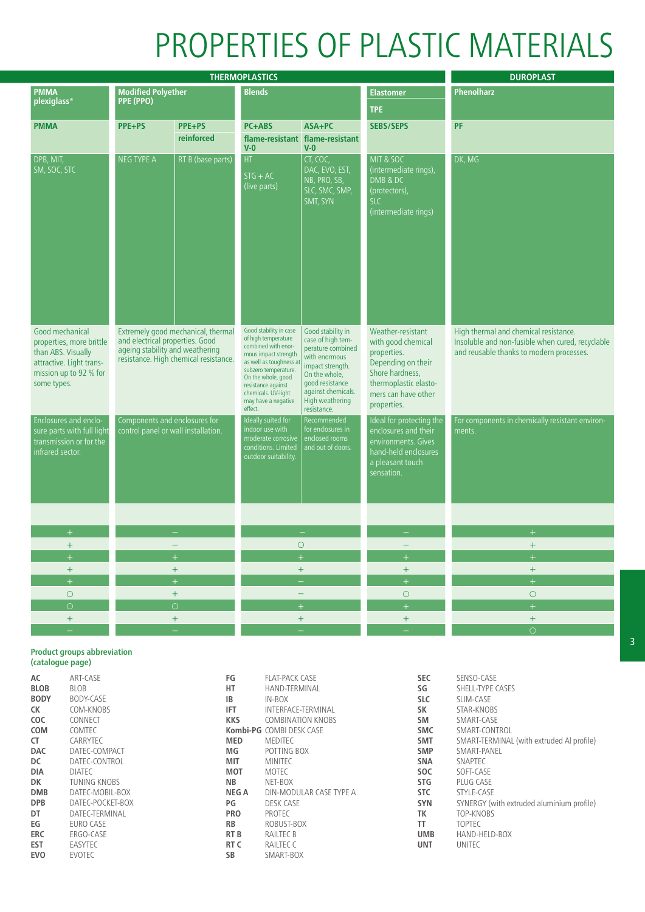# PROPERTIES OF PLASTIC MATERIALS

| THERMOPLASTICS | | | | | | DUROPLAST |
|---|---|---|---|---|---|---|
| PMMA plexiglass® | Modified Polyether PPE (PPO) | | Blends | | Elastomer TPE | Phenolharz |
| PMMA | PPE+PS | PPE+PS reinforced | PC+ABS flame-resistant V-0 | ASA+PC flame-resistant V-0 | SEBS/SEPS | PF |
| DPB, MIT, SM, SOC, STC | NEG TYPE A | RT B (base parts) | HT<br>STG + AC (live parts) | CT, COC, DAC, EVO, EST, NB, PRO, SB, SLC, SMC, SMP, SMT, SYN | MIT & SOC (intermediate rings), DMB & DC (protectors), SLC (intermediate rings) | DK, MG |
| Good mechanical properties, more brittle than ABS. Visually attractive. Light transmission up to 92 % for some types. | Extremely good mechanical, thermal and electrical properties. Good ageing stability and weathering resistance. High chemical resistance. | | Good stability in case of high temperature combined with enormous impact strength as well as toughness at subzero temperature. On the whole, good resistance against chemicals. UV-light may have a negative effect. | Good stability in case of high temperature combined with enormous impact strength. On the whole, good resistance against chemicals. High weathering resistance. | Weather-resistant with good chemical properties. Depending on their Shore hardness, thermoplastic elastomers can have other properties. | High thermal and chemical resistance. Insoluble and non-fusible when cured, recyclable and reusable thanks to modern processes. |
| Enclosures and enclosure parts with full light transmission or for the infrared sector. | Components and enclosures for control panel or wall installation. | | Ideally suited for indoor use with moderate corrosive conditions. Limited outdoor suitability. | Recommended for enclosures in enclosed rooms and out of doors. | Ideal for protecting the enclosures and their environments. Gives hand-held enclosures a pleasant touch sensation. | For components in chemically resistant environments. |
| | | | | | | |
| + | – | | – | | – | + |
| + | – | | ○ | | – | + |
| + | + | | + | | + | + |
| + | + | | + | | + | + |
| + | + | | – | | + | + |
| ○ | + | | – | | ○ | ○ |
| ○ | ○ | | + | | + | + |
| + | + | | + | | + | + |
| – | – | | – | | – | ○ |

**Product groups abbreviation (catalogue page)**

| | | | | | |
|---|---|---|---|---|---|
| **AC** | ART-CASE | **FG** | FLAT-PACK CASE | **SEC** | SENSO-CASE |
| **BLOB** | BLOB | **HT** | HAND-TERMINAL | **SG** | SHELL-TYPE CASES |
| **BODY** | BODY-CASE | **IB** | IN-BOX | **SLC** | SLIM-CASE |
| **CK** | COM-KNOBS | **IFT** | INTERFACE-TERMINAL | **SK** | STAR-KNOBS |
| **COC** | CONNECT | **KKS** | COMBINATION KNOBS | **SM** | SMART-CASE |
| **COM** | COMTEC | **Kombi-PG** | COMBI DESK CASE | **SMC** | SMART-CONTROL |
| **CT** | CARRYTEC | **MED** | MEDITEC | **SMT** | SMART-TERMINAL (with extruded Al profile) |
| **DAC** | DATEC-COMPACT | **MG** | POTTING BOX | **SMP** | SMART-PANEL |
| **DC** | DATEC-CONTROL | **MIT** | MINITEC | **SNA** | SNAPTEC |
| **DIA** | DIATEC | **MOT** | MOTEC | **SOC** | SOFT-CASE |
| **DK** | TUNING KNOBS | **NB** | NET-BOX | **STG** | PLUG CASE |
| **DMB** | DATEC-MOBIL-BOX | **NEG A** | DIN-MODULAR CASE TYPE A | **STC** | STYLE-CASE |
| **DPB** | DATEC-POCKET-BOX | **PG** | DESK CASE | **SYN** | SYNERGY (with extruded aluminium profile) |
| **DT** | DATEC-TERMINAL | **PRO** | PROTEC | **TK** | TOP-KNOBS |
| **EG** | EURO CASE | **RB** | ROBUST-BOX | **TT** | TOPTEC |
| **ERC** | ERGO-CASE | **RT B** | RAILTEC B | **UMB** | HAND-HELD-BOX |
| **EST** | EASYTEC | **RT C** | RAILTEC C | **UNT** | UNITEC |
| **EVO** | EVOTEC | **SB** | SMART-BOX | | |